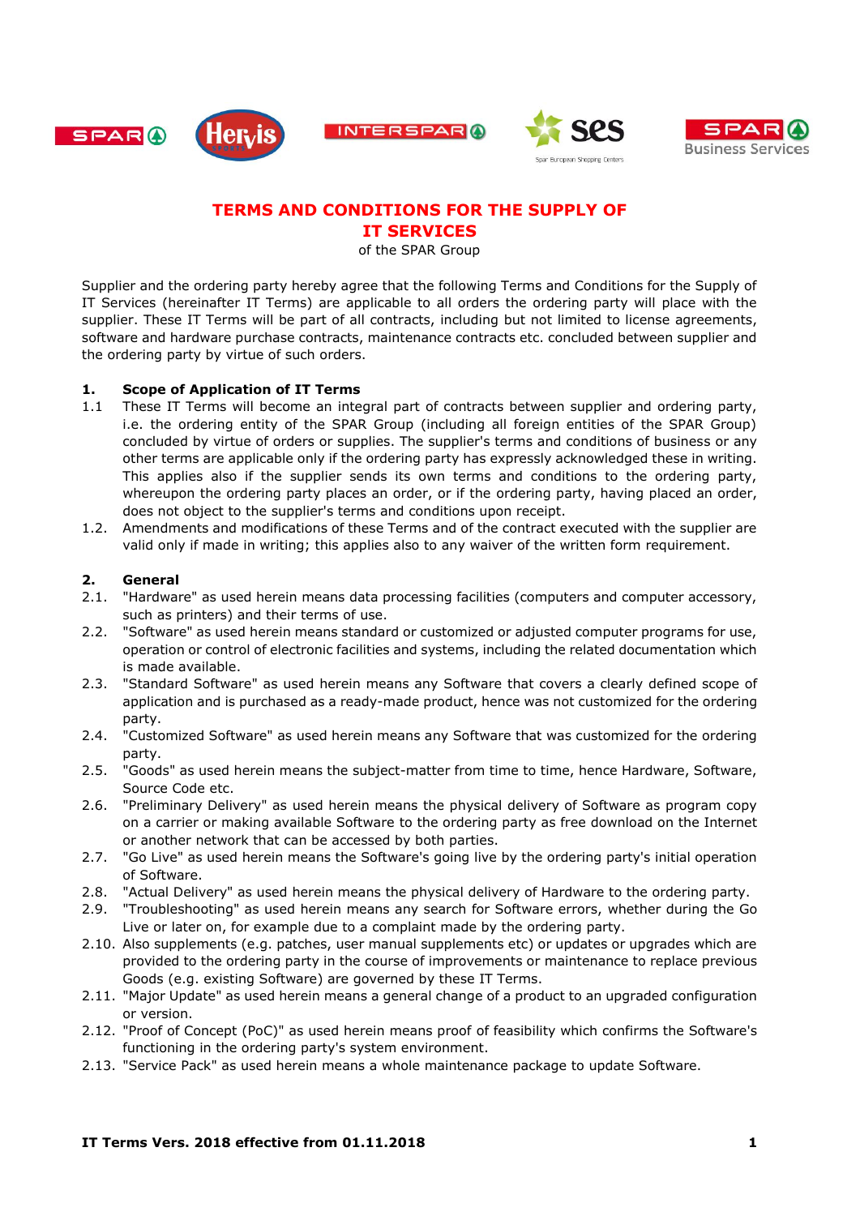# TERMS AND CONDITIONS FOR THE SUPPLY OF IT SERVICES

of the SPAR Group

Supplier and the ordering party hereby agree that the following Terms and Conditions for the Supply of IT Services (hereinafter IT Terms) are applicable to all orders the ordering party will place with the supplier. These IT Terms will be part of all contracts, including but not limited to license agreements, software and hardware purchase contracts, maintenance contracts etc. concluded between supplier and the ordering party by virtue of such orders.

## 1. Scope of Application of IT Terms

1.1 These IT Terms will become an integral part of contracts between supplier and ordering party, i.e. the ordering entity of the SPAR Group (including all foreign entities of the SPAR Group) concluded by virtue of orders or supplies. The supplier's terms and conditions of business or any other terms are applicable only if the ordering party has expressly acknowledged these in writing. This applies also if the supplier sends its own terms and conditions to the ordering party, whereupon the ordering party places an order, or if the ordering party, having placed an order, does not object to the supplier's terms and conditions upon receipt.

1.2. Amendments and modifications of these Terms and of the contract executed with the supplier are valid only if made in writing; this applies also to any waiver of the written form requirement.

## 2. General

2.1. "Hardware" as used herein means data processing facilities (computers and computer accessory, such as printers) and their terms of use.

2.2. "Software" as used herein means standard or customized or adjusted computer programs for use, operation or control of electronic facilities and systems, including the related documentation which is made available.

2.3. "Standard Software" as used herein means any Software that covers a clearly defined scope of application and is purchased as a ready-made product, hence was not customized for the ordering party.

2.4. "Customized Software" as used herein means any Software that was customized for the ordering party.

2.5. "Goods" as used herein means the subject-matter from time to time, hence Hardware, Software, Source Code etc.

2.6. "Preliminary Delivery" as used herein means the physical delivery of Software as program copy on a carrier or making available Software to the ordering party as free download on the Internet or another network that can be accessed by both parties.

2.7. "Go Live" as used herein means the Software's going live by the ordering party's initial operation of Software.

2.8. "Actual Delivery" as used herein means the physical delivery of Hardware to the ordering party.

2.9. "Troubleshooting" as used herein means any search for Software errors, whether during the Go Live or later on, for example due to a complaint made by the ordering party.

2.10. Also supplements (e.g. patches, user manual supplements etc) or updates or upgrades which are provided to the ordering party in the course of improvements or maintenance to replace previous Goods (e.g. existing Software) are governed by these IT Terms.

2.11. "Major Update" as used herein means a general change of a product to an upgraded configuration or version.

2.12. "Proof of Concept (PoC)" as used herein means proof of feasibility which confirms the Software's functioning in the ordering party's system environment.

2.13. "Service Pack" as used herein means a whole maintenance package to update Software.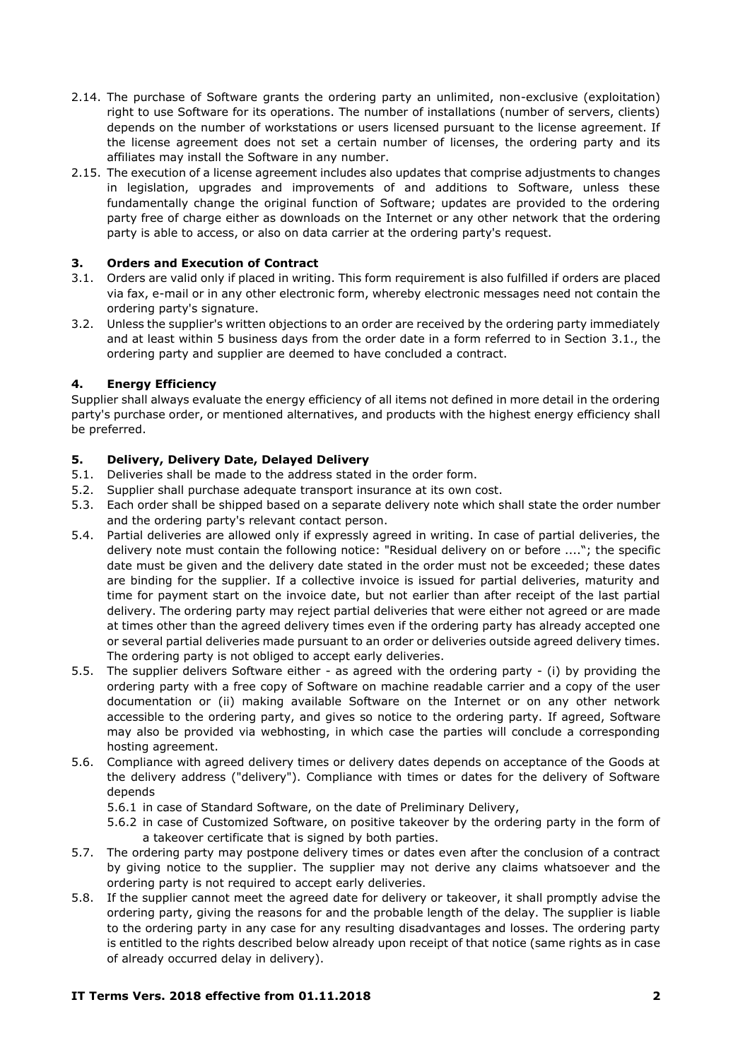2.14. The purchase of Software grants the ordering party an unlimited, non-exclusive (exploitation) right to use Software for its operations. The number of installations (number of servers, clients) depends on the number of workstations or users licensed pursuant to the license agreement. If the license agreement does not set a certain number of licenses, the ordering party and its affiliates may install the Software in any number.

2.15. The execution of a license agreement includes also updates that comprise adjustments to changes in legislation, upgrades and improvements of and additions to Software, unless these fundamentally change the original function of Software; updates are provided to the ordering party free of charge either as downloads on the Internet or any other network that the ordering party is able to access, or also on data carrier at the ordering party's request.

## 3. Orders and Execution of Contract

3.1. Orders are valid only if placed in writing. This form requirement is also fulfilled if orders are placed via fax, e-mail or in any other electronic form, whereby electronic messages need not contain the ordering party's signature.

3.2. Unless the supplier's written objections to an order are received by the ordering party immediately and at least within 5 business days from the order date in a form referred to in Section 3.1., the ordering party and supplier are deemed to have concluded a contract.

## 4. Energy Efficiency

Supplier shall always evaluate the energy efficiency of all items not defined in more detail in the ordering party's purchase order, or mentioned alternatives, and products with the highest energy efficiency shall be preferred.

## 5. Delivery, Delivery Date, Delayed Delivery

5.1. Deliveries shall be made to the address stated in the order form.

5.2. Supplier shall purchase adequate transport insurance at its own cost.

5.3. Each order shall be shipped based on a separate delivery note which shall state the order number and the ordering party's relevant contact person.

5.4. Partial deliveries are allowed only if expressly agreed in writing. In case of partial deliveries, the delivery note must contain the following notice: "Residual delivery on or before ...."; the specific date must be given and the delivery date stated in the order must not be exceeded; these dates are binding for the supplier. If a collective invoice is issued for partial deliveries, maturity and time for payment start on the invoice date, but not earlier than after receipt of the last partial delivery. The ordering party may reject partial deliveries that were either not agreed or are made at times other than the agreed delivery times even if the ordering party has already accepted one or several partial deliveries made pursuant to an order or deliveries outside agreed delivery times. The ordering party is not obliged to accept early deliveries.

5.5. The supplier delivers Software either - as agreed with the ordering party - (i) by providing the ordering party with a free copy of Software on machine readable carrier and a copy of the user documentation or (ii) making available Software on the Internet or on any other network accessible to the ordering party, and gives so notice to the ordering party. If agreed, Software may also be provided via webhosting, in which case the parties will conclude a corresponding hosting agreement.

5.6. Compliance with agreed delivery times or delivery dates depends on acceptance of the Goods at the delivery address ("delivery"). Compliance with times or dates for the delivery of Software depends

- 5.6.1 in case of Standard Software, on the date of Preliminary Delivery,
- 5.6.2 in case of Customized Software, on positive takeover by the ordering party in the form of a takeover certificate that is signed by both parties.

5.7. The ordering party may postpone delivery times or dates even after the conclusion of a contract by giving notice to the supplier. The supplier may not derive any claims whatsoever and the ordering party is not required to accept early deliveries.

5.8. If the supplier cannot meet the agreed date for delivery or takeover, it shall promptly advise the ordering party, giving the reasons for and the probable length of the delay. The supplier is liable to the ordering party in any case for any resulting disadvantages and losses. The ordering party is entitled to the rights described below already upon receipt of that notice (same rights as in case of already occurred delay in delivery).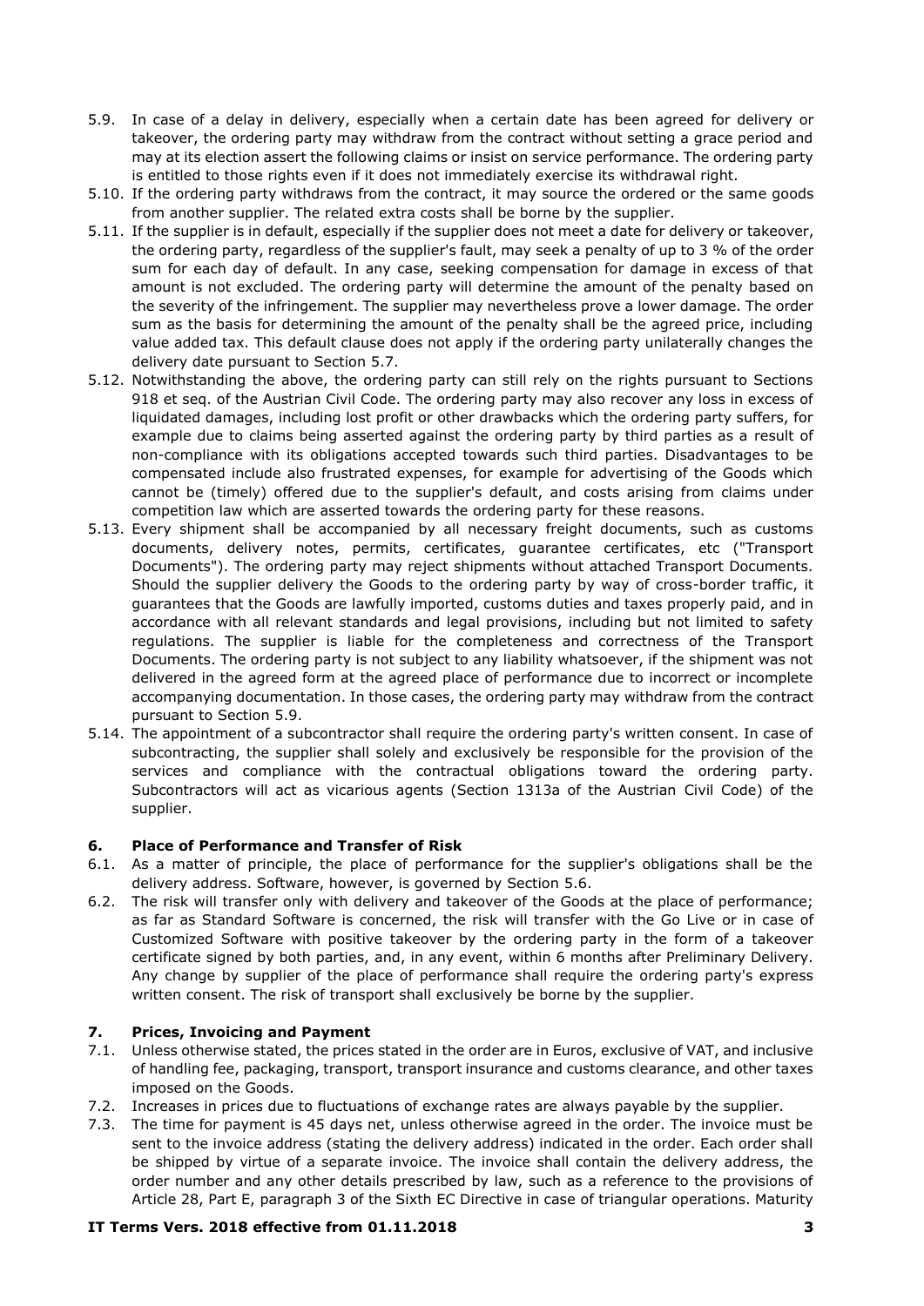5.9. In case of a delay in delivery, especially when a certain date has been agreed for delivery or takeover, the ordering party may withdraw from the contract without setting a grace period and may at its election assert the following claims or insist on service performance. The ordering party is entitled to those rights even if it does not immediately exercise its withdrawal right.

5.10. If the ordering party withdraws from the contract, it may source the ordered or the same goods from another supplier. The related extra costs shall be borne by the supplier.

5.11. If the supplier is in default, especially if the supplier does not meet a date for delivery or takeover, the ordering party, regardless of the supplier's fault, may seek a penalty of up to 3 % of the order sum for each day of default. In any case, seeking compensation for damage in excess of that amount is not excluded. The ordering party will determine the amount of the penalty based on the severity of the infringement. The supplier may nevertheless prove a lower damage. The order sum as the basis for determining the amount of the penalty shall be the agreed price, including value added tax. This default clause does not apply if the ordering party unilaterally changes the delivery date pursuant to Section 5.7.

5.12. Notwithstanding the above, the ordering party can still rely on the rights pursuant to Sections 918 et seq. of the Austrian Civil Code. The ordering party may also recover any loss in excess of liquidated damages, including lost profit or other drawbacks which the ordering party suffers, for example due to claims being asserted against the ordering party by third parties as a result of non-compliance with its obligations accepted towards such third parties. Disadvantages to be compensated include also frustrated expenses, for example for advertising of the Goods which cannot be (timely) offered due to the supplier's default, and costs arising from claims under competition law which are asserted towards the ordering party for these reasons.

5.13. Every shipment shall be accompanied by all necessary freight documents, such as customs documents, delivery notes, permits, certificates, guarantee certificates, etc ("Transport Documents"). The ordering party may reject shipments without attached Transport Documents. Should the supplier delivery the Goods to the ordering party by way of cross-border traffic, it guarantees that the Goods are lawfully imported, customs duties and taxes properly paid, and in accordance with all relevant standards and legal provisions, including but not limited to safety regulations. The supplier is liable for the completeness and correctness of the Transport Documents. The ordering party is not subject to any liability whatsoever, if the shipment was not delivered in the agreed form at the agreed place of performance due to incorrect or incomplete accompanying documentation. In those cases, the ordering party may withdraw from the contract pursuant to Section 5.9.

5.14. The appointment of a subcontractor shall require the ordering party's written consent. In case of subcontracting, the supplier shall solely and exclusively be responsible for the provision of the services and compliance with the contractual obligations toward the ordering party. Subcontractors will act as vicarious agents (Section 1313a of the Austrian Civil Code) of the supplier.

## 6. Place of Performance and Transfer of Risk

6.1. As a matter of principle, the place of performance for the supplier's obligations shall be the delivery address. Software, however, is governed by Section 5.6.

6.2. The risk will transfer only with delivery and takeover of the Goods at the place of performance; as far as Standard Software is concerned, the risk will transfer with the Go Live or in case of Customized Software with positive takeover by the ordering party in the form of a takeover certificate signed by both parties, and, in any event, within 6 months after Preliminary Delivery. Any change by supplier of the place of performance shall require the ordering party's express written consent. The risk of transport shall exclusively be borne by the supplier.

## 7. Prices, Invoicing and Payment

7.1. Unless otherwise stated, the prices stated in the order are in Euros, exclusive of VAT, and inclusive of handling fee, packaging, transport, transport insurance and customs clearance, and other taxes imposed on the Goods.

7.2. Increases in prices due to fluctuations of exchange rates are always payable by the supplier.

7.3. The time for payment is 45 days net, unless otherwise agreed in the order. The invoice must be sent to the invoice address (stating the delivery address) indicated in the order. Each order shall be shipped by virtue of a separate invoice. The invoice shall contain the delivery address, the order number and any other details prescribed by law, such as a reference to the provisions of Article 28, Part E, paragraph 3 of the Sixth EC Directive in case of triangular operations. Maturity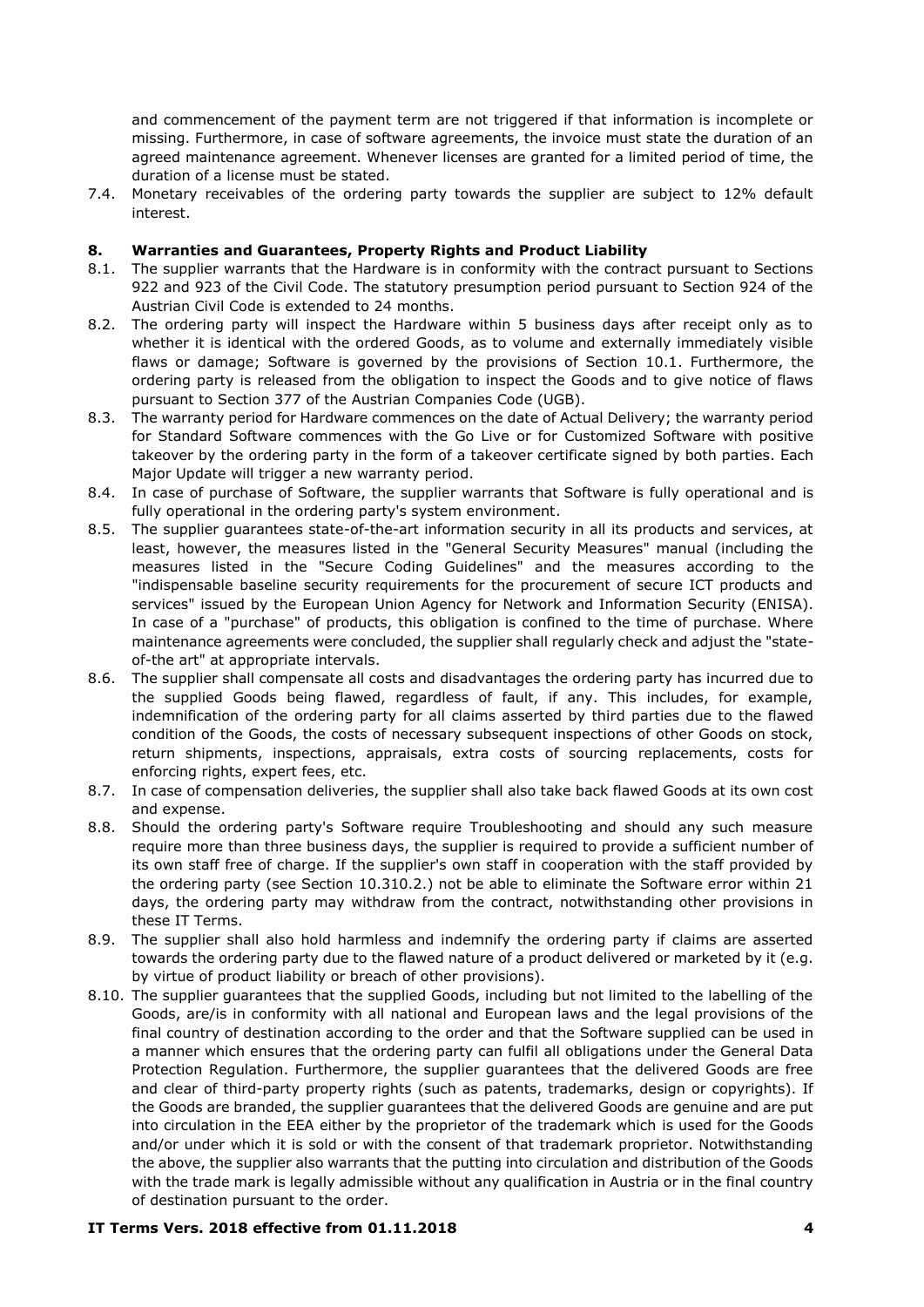and commencement of the payment term are not triggered if that information is incomplete or missing. Furthermore, in case of software agreements, the invoice must state the duration of an agreed maintenance agreement. Whenever licenses are granted for a limited period of time, the duration of a license must be stated.

7.4. Monetary receivables of the ordering party towards the supplier are subject to 12% default interest.

## 8. Warranties and Guarantees, Property Rights and Product Liability

8.1. The supplier warrants that the Hardware is in conformity with the contract pursuant to Sections 922 and 923 of the Civil Code. The statutory presumption period pursuant to Section 924 of the Austrian Civil Code is extended to 24 months.

8.2. The ordering party will inspect the Hardware within 5 business days after receipt only as to whether it is identical with the ordered Goods, as to volume and externally immediately visible flaws or damage; Software is governed by the provisions of Section 10.1. Furthermore, the ordering party is released from the obligation to inspect the Goods and to give notice of flaws pursuant to Section 377 of the Austrian Companies Code (UGB).

8.3. The warranty period for Hardware commences on the date of Actual Delivery; the warranty period for Standard Software commences with the Go Live or for Customized Software with positive takeover by the ordering party in the form of a takeover certificate signed by both parties. Each Major Update will trigger a new warranty period.

8.4. In case of purchase of Software, the supplier warrants that Software is fully operational and is fully operational in the ordering party's system environment.

8.5. The supplier guarantees state-of-the-art information security in all its products and services, at least, however, the measures listed in the "General Security Measures" manual (including the measures listed in the "Secure Coding Guidelines" and the measures according to the "indispensable baseline security requirements for the procurement of secure ICT products and services" issued by the European Union Agency for Network and Information Security (ENISA). In case of a "purchase" of products, this obligation is confined to the time of purchase. Where maintenance agreements were concluded, the supplier shall regularly check and adjust the "state-of-the art" at appropriate intervals.

8.6. The supplier shall compensate all costs and disadvantages the ordering party has incurred due to the supplied Goods being flawed, regardless of fault, if any. This includes, for example, indemnification of the ordering party for all claims asserted by third parties due to the flawed condition of the Goods, the costs of necessary subsequent inspections of other Goods on stock, return shipments, inspections, appraisals, extra costs of sourcing replacements, costs for enforcing rights, expert fees, etc.

8.7. In case of compensation deliveries, the supplier shall also take back flawed Goods at its own cost and expense.

8.8. Should the ordering party's Software require Troubleshooting and should any such measure require more than three business days, the supplier is required to provide a sufficient number of its own staff free of charge. If the supplier's own staff in cooperation with the staff provided by the ordering party (see Section 10.310.2.) not be able to eliminate the Software error within 21 days, the ordering party may withdraw from the contract, notwithstanding other provisions in these IT Terms.

8.9. The supplier shall also hold harmless and indemnify the ordering party if claims are asserted towards the ordering party due to the flawed nature of a product delivered or marketed by it (e.g. by virtue of product liability or breach of other provisions).

8.10. The supplier guarantees that the supplied Goods, including but not limited to the labelling of the Goods, are/is in conformity with all national and European laws and the legal provisions of the final country of destination according to the order and that the Software supplied can be used in a manner which ensures that the ordering party can fulfil all obligations under the General Data Protection Regulation. Furthermore, the supplier guarantees that the delivered Goods are free and clear of third-party property rights (such as patents, trademarks, design or copyrights). If the Goods are branded, the supplier guarantees that the delivered Goods are genuine and are put into circulation in the EEA either by the proprietor of the trademark which is used for the Goods and/or under which it is sold or with the consent of that trademark proprietor. Notwithstanding the above, the supplier also warrants that the putting into circulation and distribution of the Goods with the trade mark is legally admissible without any qualification in Austria or in the final country of destination pursuant to the order.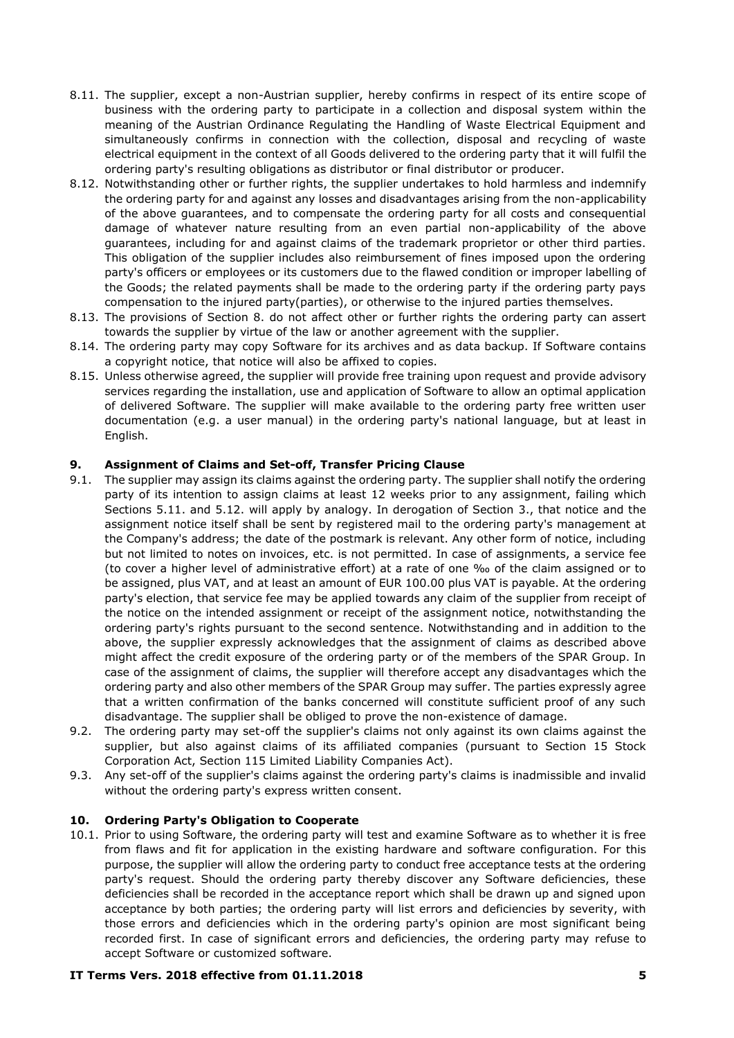8.11. The supplier, except a non-Austrian supplier, hereby confirms in respect of its entire scope of business with the ordering party to participate in a collection and disposal system within the meaning of the Austrian Ordinance Regulating the Handling of Waste Electrical Equipment and simultaneously confirms in connection with the collection, disposal and recycling of waste electrical equipment in the context of all Goods delivered to the ordering party that it will fulfil the ordering party's resulting obligations as distributor or final distributor or producer.

8.12. Notwithstanding other or further rights, the supplier undertakes to hold harmless and indemnify the ordering party for and against any losses and disadvantages arising from the non-applicability of the above guarantees, and to compensate the ordering party for all costs and consequential damage of whatever nature resulting from an even partial non-applicability of the above guarantees, including for and against claims of the trademark proprietor or other third parties. This obligation of the supplier includes also reimbursement of fines imposed upon the ordering party's officers or employees or its customers due to the flawed condition or improper labelling of the Goods; the related payments shall be made to the ordering party if the ordering party pays compensation to the injured party(parties), or otherwise to the injured parties themselves.

8.13. The provisions of Section 8. do not affect other or further rights the ordering party can assert towards the supplier by virtue of the law or another agreement with the supplier.

8.14. The ordering party may copy Software for its archives and as data backup. If Software contains a copyright notice, that notice will also be affixed to copies.

8.15. Unless otherwise agreed, the supplier will provide free training upon request and provide advisory services regarding the installation, use and application of Software to allow an optimal application of delivered Software. The supplier will make available to the ordering party free written user documentation (e.g. a user manual) in the ordering party's national language, but at least in English.

## 9. Assignment of Claims and Set-off, Transfer Pricing Clause

9.1. The supplier may assign its claims against the ordering party. The supplier shall notify the ordering party of its intention to assign claims at least 12 weeks prior to any assignment, failing which Sections 5.11. and 5.12. will apply by analogy. In derogation of Section 3., that notice and the assignment notice itself shall be sent by registered mail to the ordering party's management at the Company's address; the date of the postmark is relevant. Any other form of notice, including but not limited to notes on invoices, etc. is not permitted. In case of assignments, a service fee (to cover a higher level of administrative effort) at a rate of one ‰ of the claim assigned or to be assigned, plus VAT, and at least an amount of EUR 100.00 plus VAT is payable. At the ordering party's election, that service fee may be applied towards any claim of the supplier from receipt of the notice on the intended assignment or receipt of the assignment notice, notwithstanding the ordering party's rights pursuant to the second sentence. Notwithstanding and in addition to the above, the supplier expressly acknowledges that the assignment of claims as described above might affect the credit exposure of the ordering party or of the members of the SPAR Group. In case of the assignment of claims, the supplier will therefore accept any disadvantages which the ordering party and also other members of the SPAR Group may suffer. The parties expressly agree that a written confirmation of the banks concerned will constitute sufficient proof of any such disadvantage. The supplier shall be obliged to prove the non-existence of damage.

9.2. The ordering party may set-off the supplier's claims not only against its own claims against the supplier, but also against claims of its affiliated companies (pursuant to Section 15 Stock Corporation Act, Section 115 Limited Liability Companies Act).

9.3. Any set-off of the supplier's claims against the ordering party's claims is inadmissible and invalid without the ordering party's express written consent.

## 10. Ordering Party's Obligation to Cooperate

10.1. Prior to using Software, the ordering party will test and examine Software as to whether it is free from flaws and fit for application in the existing hardware and software configuration. For this purpose, the supplier will allow the ordering party to conduct free acceptance tests at the ordering party's request. Should the ordering party thereby discover any Software deficiencies, these deficiencies shall be recorded in the acceptance report which shall be drawn up and signed upon acceptance by both parties; the ordering party will list errors and deficiencies by severity, with those errors and deficiencies which in the ordering party's opinion are most significant being recorded first. In case of significant errors and deficiencies, the ordering party may refuse to accept Software or customized software.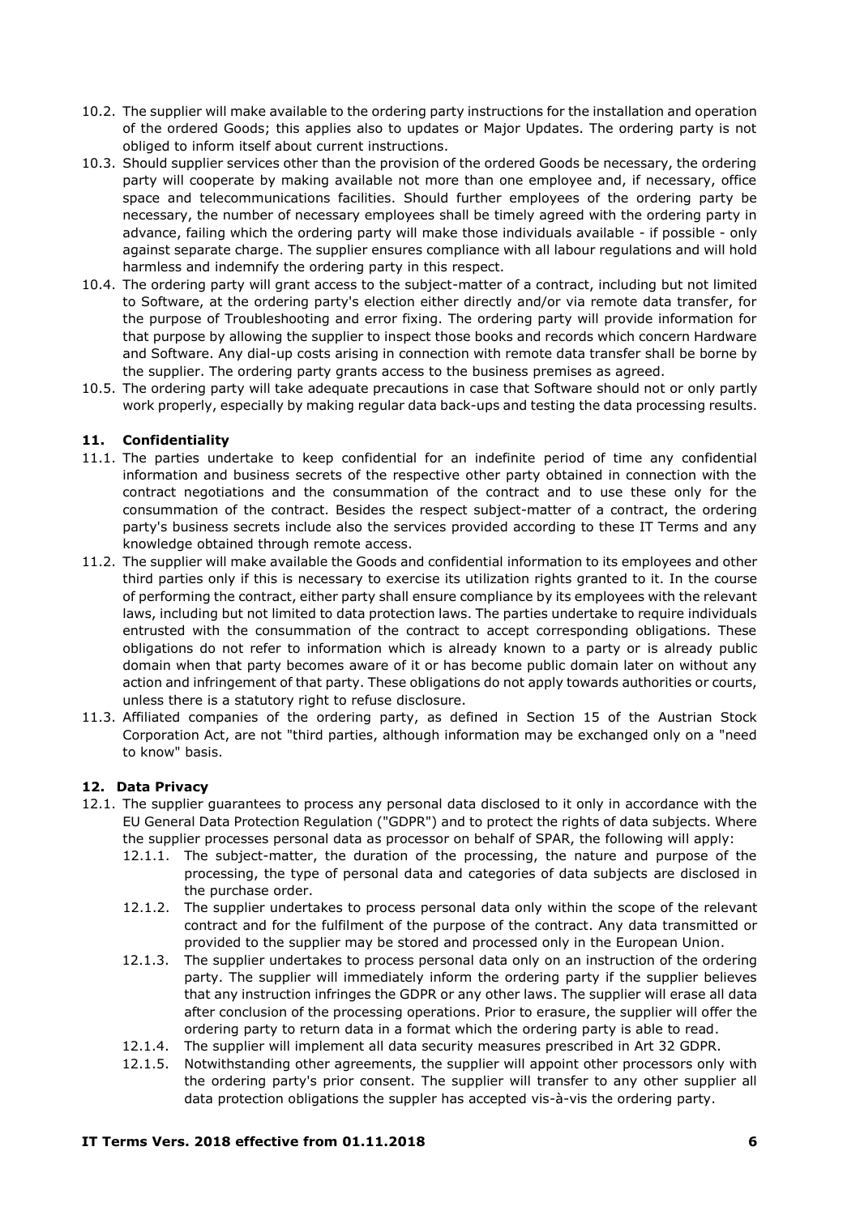10.2. The supplier will make available to the ordering party instructions for the installation and operation of the ordered Goods; this applies also to updates or Major Updates. The ordering party is not obliged to inform itself about current instructions.

10.3. Should supplier services other than the provision of the ordered Goods be necessary, the ordering party will cooperate by making available not more than one employee and, if necessary, office space and telecommunications facilities. Should further employees of the ordering party be necessary, the number of necessary employees shall be timely agreed with the ordering party in advance, failing which the ordering party will make those individuals available - if possible - only against separate charge. The supplier ensures compliance with all labour regulations and will hold harmless and indemnify the ordering party in this respect.

10.4. The ordering party will grant access to the subject-matter of a contract, including but not limited to Software, at the ordering party's election either directly and/or via remote data transfer, for the purpose of Troubleshooting and error fixing. The ordering party will provide information for that purpose by allowing the supplier to inspect those books and records which concern Hardware and Software. Any dial-up costs arising in connection with remote data transfer shall be borne by the supplier. The ordering party grants access to the business premises as agreed.

10.5. The ordering party will take adequate precautions in case that Software should not or only partly work properly, especially by making regular data back-ups and testing the data processing results.

## 11. Confidentiality

11.1. The parties undertake to keep confidential for an indefinite period of time any confidential information and business secrets of the respective other party obtained in connection with the contract negotiations and the consummation of the contract and to use these only for the consummation of the contract. Besides the respect subject-matter of a contract, the ordering party's business secrets include also the services provided according to these IT Terms and any knowledge obtained through remote access.

11.2. The supplier will make available the Goods and confidential information to its employees and other third parties only if this is necessary to exercise its utilization rights granted to it. In the course of performing the contract, either party shall ensure compliance by its employees with the relevant laws, including but not limited to data protection laws. The parties undertake to require individuals entrusted with the consummation of the contract to accept corresponding obligations. These obligations do not refer to information which is already known to a party or is already public domain when that party becomes aware of it or has become public domain later on without any action and infringement of that party. These obligations do not apply towards authorities or courts, unless there is a statutory right to refuse disclosure.

11.3. Affiliated companies of the ordering party, as defined in Section 15 of the Austrian Stock Corporation Act, are not "third parties, although information may be exchanged only on a "need to know" basis.

## 12. Data Privacy

12.1. The supplier guarantees to process any personal data disclosed to it only in accordance with the EU General Data Protection Regulation ("GDPR") and to protect the rights of data subjects. Where the supplier processes personal data as processor on behalf of SPAR, the following will apply:

- 12.1.1. The subject-matter, the duration of the processing, the nature and purpose of the processing, the type of personal data and categories of data subjects are disclosed in the purchase order.
- 12.1.2. The supplier undertakes to process personal data only within the scope of the relevant contract and for the fulfilment of the purpose of the contract. Any data transmitted or provided to the supplier may be stored and processed only in the European Union.
- 12.1.3. The supplier undertakes to process personal data only on an instruction of the ordering party. The supplier will immediately inform the ordering party if the supplier believes that any instruction infringes the GDPR or any other laws. The supplier will erase all data after conclusion of the processing operations. Prior to erasure, the supplier will offer the ordering party to return data in a format which the ordering party is able to read.
- 12.1.4. The supplier will implement all data security measures prescribed in Art 32 GDPR.
- 12.1.5. Notwithstanding other agreements, the supplier will appoint other processors only with the ordering party's prior consent. The supplier will transfer to any other supplier all data protection obligations the suppler has accepted vis-à-vis the ordering party.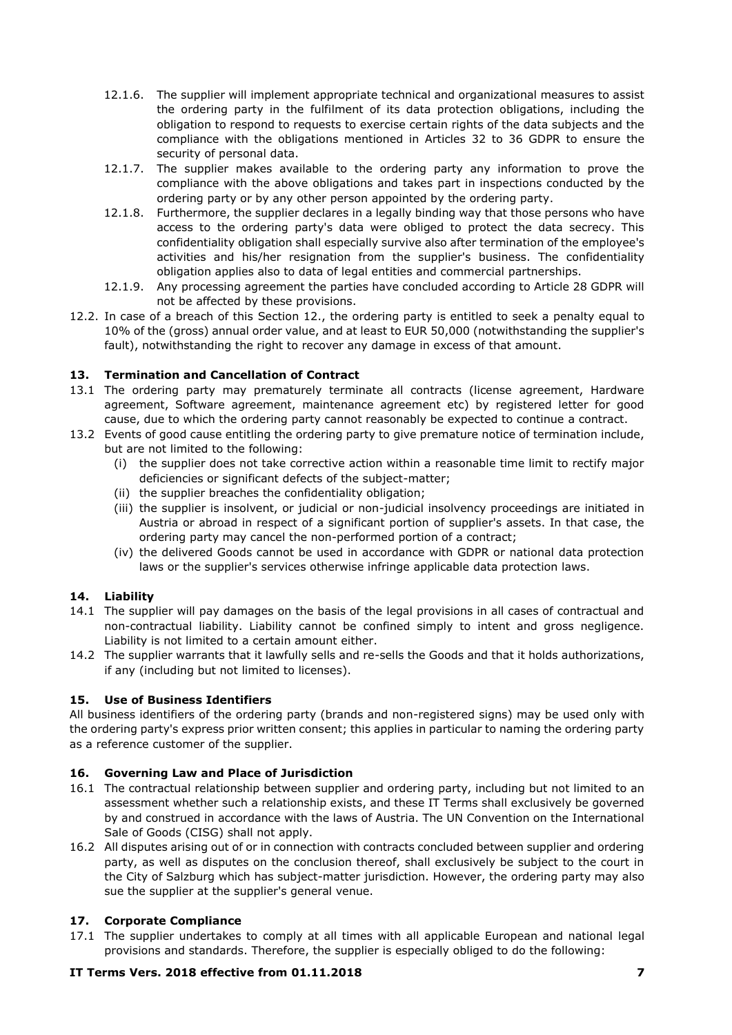12.1.6. The supplier will implement appropriate technical and organizational measures to assist the ordering party in the fulfilment of its data protection obligations, including the obligation to respond to requests to exercise certain rights of the data subjects and the compliance with the obligations mentioned in Articles 32 to 36 GDPR to ensure the security of personal data.

12.1.7. The supplier makes available to the ordering party any information to prove the compliance with the above obligations and takes part in inspections conducted by the ordering party or by any other person appointed by the ordering party.

12.1.8. Furthermore, the supplier declares in a legally binding way that those persons who have access to the ordering party's data were obliged to protect the data secrecy. This confidentiality obligation shall especially survive also after termination of the employee's activities and his/her resignation from the supplier's business. The confidentiality obligation applies also to data of legal entities and commercial partnerships.

12.1.9. Any processing agreement the parties have concluded according to Article 28 GDPR will not be affected by these provisions.

12.2. In case of a breach of this Section 12., the ordering party is entitled to seek a penalty equal to 10% of the (gross) annual order value, and at least to EUR 50,000 (notwithstanding the supplier's fault), notwithstanding the right to recover any damage in excess of that amount.

## 13. Termination and Cancellation of Contract

13.1 The ordering party may prematurely terminate all contracts (license agreement, Hardware agreement, Software agreement, maintenance agreement etc) by registered letter for good cause, due to which the ordering party cannot reasonably be expected to continue a contract.

13.2 Events of good cause entitling the ordering party to give premature notice of termination include, but are not limited to the following:

- (i) the supplier does not take corrective action within a reasonable time limit to rectify major deficiencies or significant defects of the subject-matter;
- (ii) the supplier breaches the confidentiality obligation;
- (iii) the supplier is insolvent, or judicial or non-judicial insolvency proceedings are initiated in Austria or abroad in respect of a significant portion of supplier's assets. In that case, the ordering party may cancel the non-performed portion of a contract;
- (iv) the delivered Goods cannot be used in accordance with GDPR or national data protection laws or the supplier's services otherwise infringe applicable data protection laws.

## 14. Liability

14.1 The supplier will pay damages on the basis of the legal provisions in all cases of contractual and non-contractual liability. Liability cannot be confined simply to intent and gross negligence. Liability is not limited to a certain amount either.

14.2 The supplier warrants that it lawfully sells and re-sells the Goods and that it holds authorizations, if any (including but not limited to licenses).

## 15. Use of Business Identifiers

All business identifiers of the ordering party (brands and non-registered signs) may be used only with the ordering party's express prior written consent; this applies in particular to naming the ordering party as a reference customer of the supplier.

## 16. Governing Law and Place of Jurisdiction

16.1 The contractual relationship between supplier and ordering party, including but not limited to an assessment whether such a relationship exists, and these IT Terms shall exclusively be governed by and construed in accordance with the laws of Austria. The UN Convention on the International Sale of Goods (CISG) shall not apply.

16.2 All disputes arising out of or in connection with contracts concluded between supplier and ordering party, as well as disputes on the conclusion thereof, shall exclusively be subject to the court in the City of Salzburg which has subject-matter jurisdiction. However, the ordering party may also sue the supplier at the supplier's general venue.

## 17. Corporate Compliance

17.1 The supplier undertakes to comply at all times with all applicable European and national legal provisions and standards. Therefore, the supplier is especially obliged to do the following: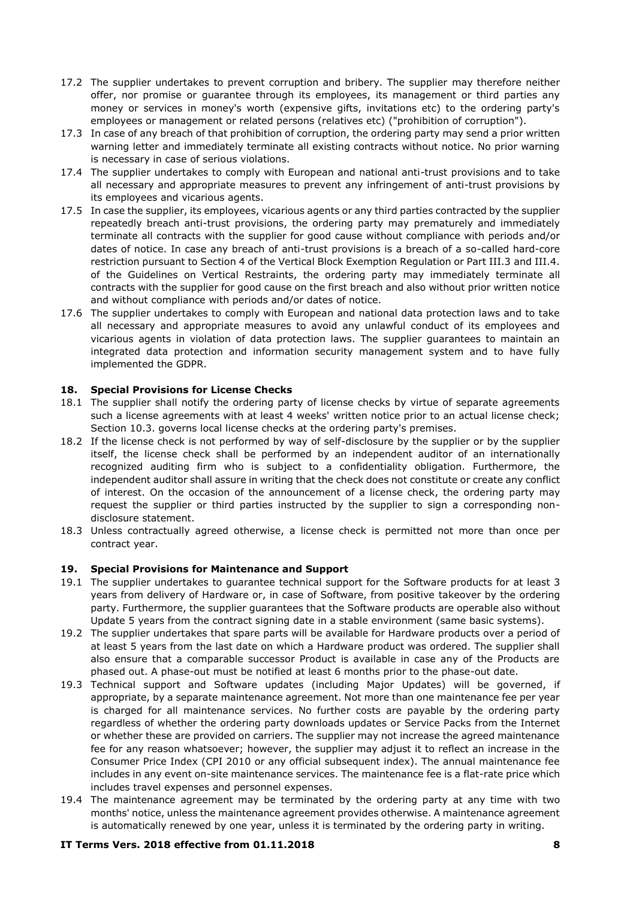17.2 The supplier undertakes to prevent corruption and bribery. The supplier may therefore neither offer, nor promise or guarantee through its employees, its management or third parties any money or services in money's worth (expensive gifts, invitations etc) to the ordering party's employees or management or related persons (relatives etc) ("prohibition of corruption").

17.3 In case of any breach of that prohibition of corruption, the ordering party may send a prior written warning letter and immediately terminate all existing contracts without notice. No prior warning is necessary in case of serious violations.

17.4 The supplier undertakes to comply with European and national anti-trust provisions and to take all necessary and appropriate measures to prevent any infringement of anti-trust provisions by its employees and vicarious agents.

17.5 In case the supplier, its employees, vicarious agents or any third parties contracted by the supplier repeatedly breach anti-trust provisions, the ordering party may prematurely and immediately terminate all contracts with the supplier for good cause without compliance with periods and/or dates of notice. In case any breach of anti-trust provisions is a breach of a so-called hard-core restriction pursuant to Section 4 of the Vertical Block Exemption Regulation or Part III.3 and III.4. of the Guidelines on Vertical Restraints, the ordering party may immediately terminate all contracts with the supplier for good cause on the first breach and also without prior written notice and without compliance with periods and/or dates of notice.

17.6 The supplier undertakes to comply with European and national data protection laws and to take all necessary and appropriate measures to avoid any unlawful conduct of its employees and vicarious agents in violation of data protection laws. The supplier guarantees to maintain an integrated data protection and information security management system and to have fully implemented the GDPR.

## 18. Special Provisions for License Checks

18.1 The supplier shall notify the ordering party of license checks by virtue of separate agreements such a license agreements with at least 4 weeks' written notice prior to an actual license check; Section 10.3. governs local license checks at the ordering party's premises.

18.2 If the license check is not performed by way of self-disclosure by the supplier or by the supplier itself, the license check shall be performed by an independent auditor of an internationally recognized auditing firm who is subject to a confidentiality obligation. Furthermore, the independent auditor shall assure in writing that the check does not constitute or create any conflict of interest. On the occasion of the announcement of a license check, the ordering party may request the supplier or third parties instructed by the supplier to sign a corresponding non-disclosure statement.

18.3 Unless contractually agreed otherwise, a license check is permitted not more than once per contract year.

## 19. Special Provisions for Maintenance and Support

19.1 The supplier undertakes to guarantee technical support for the Software products for at least 3 years from delivery of Hardware or, in case of Software, from positive takeover by the ordering party. Furthermore, the supplier guarantees that the Software products are operable also without Update 5 years from the contract signing date in a stable environment (same basic systems).

19.2 The supplier undertakes that spare parts will be available for Hardware products over a period of at least 5 years from the last date on which a Hardware product was ordered. The supplier shall also ensure that a comparable successor Product is available in case any of the Products are phased out. A phase-out must be notified at least 6 months prior to the phase-out date.

19.3 Technical support and Software updates (including Major Updates) will be governed, if appropriate, by a separate maintenance agreement. Not more than one maintenance fee per year is charged for all maintenance services. No further costs are payable by the ordering party regardless of whether the ordering party downloads updates or Service Packs from the Internet or whether these are provided on carriers. The supplier may not increase the agreed maintenance fee for any reason whatsoever; however, the supplier may adjust it to reflect an increase in the Consumer Price Index (CPI 2010 or any official subsequent index). The annual maintenance fee includes in any event on-site maintenance services. The maintenance fee is a flat-rate price which includes travel expenses and personnel expenses.

19.4 The maintenance agreement may be terminated by the ordering party at any time with two months' notice, unless the maintenance agreement provides otherwise. A maintenance agreement is automatically renewed by one year, unless it is terminated by the ordering party in writing.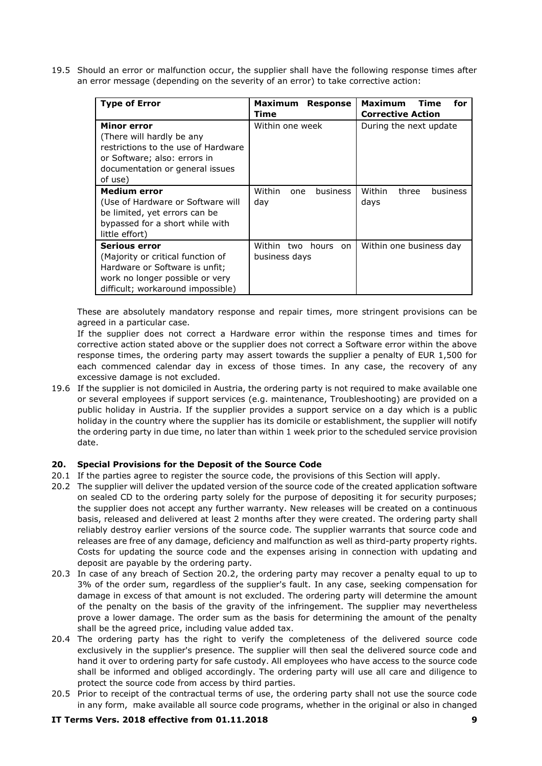19.5 Should an error or malfunction occur, the supplier shall have the following response times after an error message (depending on the severity of an error) to take corrective action:

| Type of Error | Maximum Response Time | Maximum Time for Corrective Action |
|---|---|---|
| **Minor error** (There will hardly be any restrictions to the use of Hardware or Software; also: errors in documentation or general issues of use) | Within one week | During the next update |
| **Medium error** (Use of Hardware or Software will be limited, yet errors can be bypassed for a short while with little effort) | Within one business day | Within three business days |
| **Serious error** (Majority or critical function of Hardware or Software is unfit; work no longer possible or very difficult; workaround impossible) | Within two hours on business days | Within one business day |

These are absolutely mandatory response and repair times, more stringent provisions can be agreed in a particular case.

If the supplier does not correct a Hardware error within the response times and times for corrective action stated above or the supplier does not correct a Software error within the above response times, the ordering party may assert towards the supplier a penalty of EUR 1,500 for each commenced calendar day in excess of those times. In any case, the recovery of any excessive damage is not excluded.

19.6 If the supplier is not domiciled in Austria, the ordering party is not required to make available one or several employees if support services (e.g. maintenance, Troubleshooting) are provided on a public holiday in Austria. If the supplier provides a support service on a day which is a public holiday in the country where the supplier has its domicile or establishment, the supplier will notify the ordering party in due time, no later than within 1 week prior to the scheduled service provision date.

## 20. Special Provisions for the Deposit of the Source Code

20.1 If the parties agree to register the source code, the provisions of this Section will apply.

20.2 The supplier will deliver the updated version of the source code of the created application software on sealed CD to the ordering party solely for the purpose of depositing it for security purposes; the supplier does not accept any further warranty. New releases will be created on a continuous basis, released and delivered at least 2 months after they were created. The ordering party shall reliably destroy earlier versions of the source code. The supplier warrants that source code and releases are free of any damage, deficiency and malfunction as well as third-party property rights. Costs for updating the source code and the expenses arising in connection with updating and deposit are payable by the ordering party.

20.3 In case of any breach of Section 20.2, the ordering party may recover a penalty equal to up to 3% of the order sum, regardless of the supplier's fault. In any case, seeking compensation for damage in excess of that amount is not excluded. The ordering party will determine the amount of the penalty on the basis of the gravity of the infringement. The supplier may nevertheless prove a lower damage. The order sum as the basis for determining the amount of the penalty shall be the agreed price, including value added tax.

20.4 The ordering party has the right to verify the completeness of the delivered source code exclusively in the supplier's presence. The supplier will then seal the delivered source code and hand it over to ordering party for safe custody. All employees who have access to the source code shall be informed and obliged accordingly. The ordering party will use all care and diligence to protect the source code from access by third parties.

20.5 Prior to receipt of the contractual terms of use, the ordering party shall not use the source code in any form, make available all source code programs, whether in the original or also in changed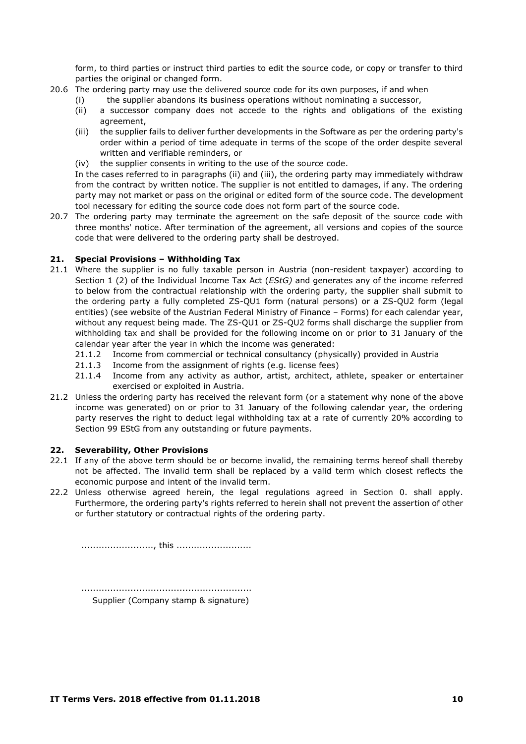form, to third parties or instruct third parties to edit the source code, or copy or transfer to third parties the original or changed form.

20.6 The ordering party may use the delivered source code for its own purposes, if and when

(i) the supplier abandons its business operations without nominating a successor,

(ii) a successor company does not accede to the rights and obligations of the existing agreement,

(iii) the supplier fails to deliver further developments in the Software as per the ordering party's order within a period of time adequate in terms of the scope of the order despite several written and verifiable reminders, or

(iv) the supplier consents in writing to the use of the source code.

In the cases referred to in paragraphs (ii) and (iii), the ordering party may immediately withdraw from the contract by written notice. The supplier is not entitled to damages, if any. The ordering party may not market or pass on the original or edited form of the source code. The development tool necessary for editing the source code does not form part of the source code.

20.7 The ordering party may terminate the agreement on the safe deposit of the source code with three months' notice. After termination of the agreement, all versions and copies of the source code that were delivered to the ordering party shall be destroyed.

## 21. Special Provisions – Withholding Tax

21.1 Where the supplier is no fully taxable person in Austria (non-resident taxpayer) according to Section 1 (2) of the Individual Income Tax Act (*EStG)* and generates any of the income referred to below from the contractual relationship with the ordering party, the supplier shall submit to the ordering party a fully completed ZS-QU1 form (natural persons) or a ZS-QU2 form (legal entities) (see website of the Austrian Federal Ministry of Finance – Forms) for each calendar year, without any request being made. The ZS-QU1 or ZS-QU2 forms shall discharge the supplier from withholding tax and shall be provided for the following income on or prior to 31 January of the calendar year after the year in which the income was generated:

21.1.2 Income from commercial or technical consultancy (physically) provided in Austria

21.1.3 Income from the assignment of rights (e.g. license fees)

21.1.4 Income from any activity as author, artist, architect, athlete, speaker or entertainer exercised or exploited in Austria.

21.2 Unless the ordering party has received the relevant form (or a statement why none of the above income was generated) on or prior to 31 January of the following calendar year, the ordering party reserves the right to deduct legal withholding tax at a rate of currently 20% according to Section 99 EStG from any outstanding or future payments.

## 22. Severability, Other Provisions

22.1 If any of the above term should be or become invalid, the remaining terms hereof shall thereby not be affected. The invalid term shall be replaced by a valid term which closest reflects the economic purpose and intent of the invalid term.

22.2 Unless otherwise agreed herein, the legal regulations agreed in Section 0. shall apply. Furthermore, the ordering party's rights referred to herein shall not prevent the assertion of other or further statutory or contractual rights of the ordering party.

........................., this .........................

..........................................................
Supplier (Company stamp & signature)